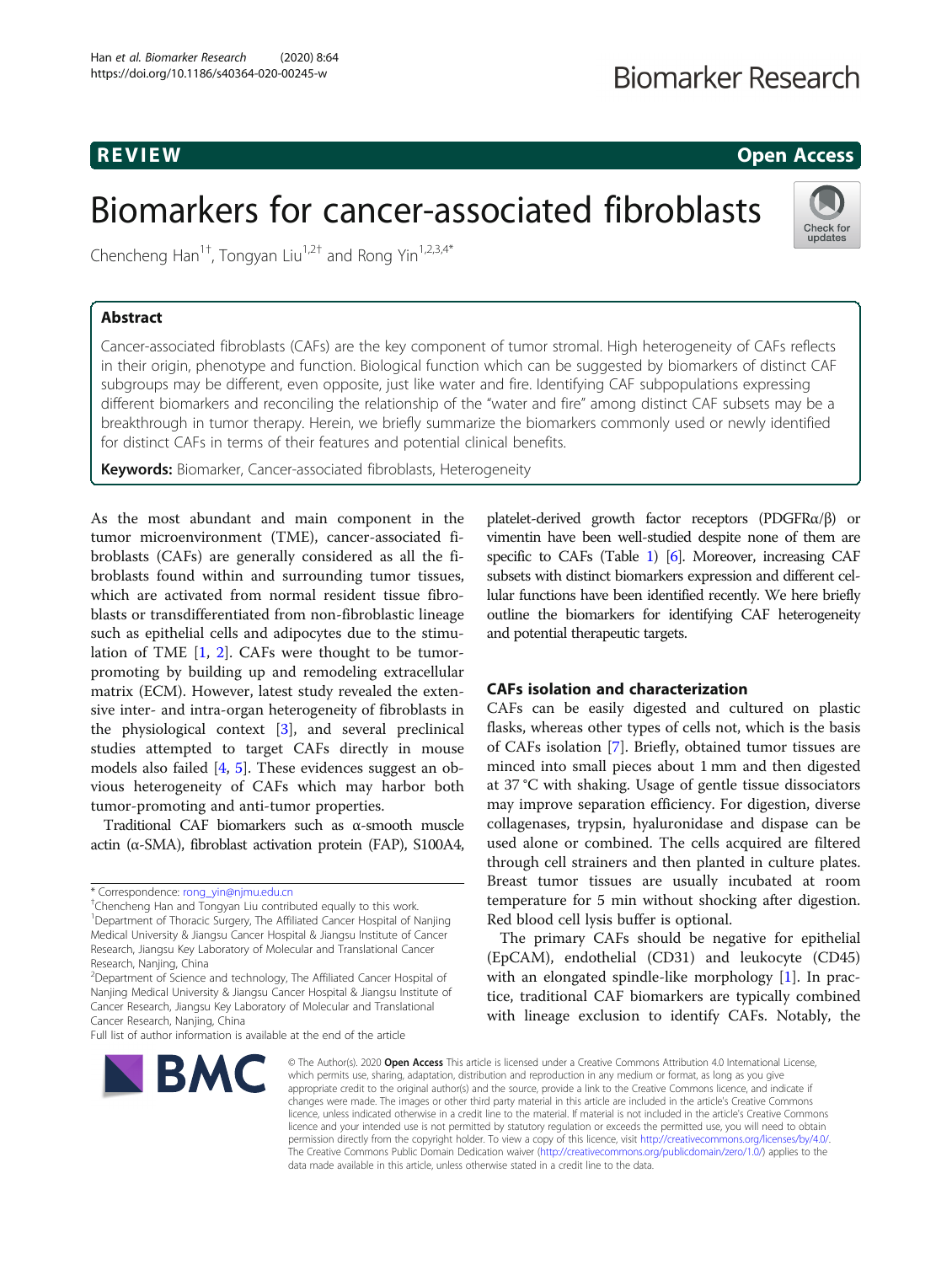REVIEW

Open Access

# Biomarkers for cancer-associated fibroblasts

Chencheng Han[1†], Tongyan Liu[1,2†] and Rong Yin[1,2,3,4*]

## Abstract

Cancer-associated fibroblasts (CAFs) are the key component of tumor stromal. High heterogeneity of CAFs reflects in their origin, phenotype and function. Biological function which can be suggested by biomarkers of distinct CAF subgroups may be different, even opposite, just like water and fire. Identifying CAF subpopulations expressing different biomarkers and reconciling the relationship of the "water and fire" among distinct CAF subsets may be a breakthrough in tumor therapy. Herein, we briefly summarize the biomarkers commonly used or newly identified for distinct CAFs in terms of their features and potential clinical benefits.

**Keywords:** Biomarker, Cancer-associated fibroblasts, Heterogeneity

As the most abundant and main component in the tumor microenvironment (TME), cancer-associated fibroblasts (CAFs) are generally considered as all the fibroblasts found within and surrounding tumor tissues, which are activated from normal resident tissue fibroblasts or transdifferentiated from non-fibroblastic lineage such as epithelial cells and adipocytes due to the stimulation of TME [1, 2]. CAFs were thought to be tumor-promoting by building up and remodeling extracellular matrix (ECM). However, latest study revealed the extensive inter- and intra-organ heterogeneity of fibroblasts in the physiological context [3], and several preclinical studies attempted to target CAFs directly in mouse models also failed [4, 5]. These evidences suggest an obvious heterogeneity of CAFs which may harbor both tumor-promoting and anti-tumor properties.

Traditional CAF biomarkers such as α-smooth muscle actin (α-SMA), fibroblast activation protein (FAP), S100A4, platelet-derived growth factor receptors (PDGFRα/β) or vimentin have been well-studied despite none of them are specific to CAFs (Table 1) [6]. Moreover, increasing CAF subsets with distinct biomarkers expression and different cellular functions have been identified recently. We here briefly outline the biomarkers for identifying CAF heterogeneity and potential therapeutic targets.

## CAFs isolation and characterization

CAFs can be easily digested and cultured on plastic flasks, whereas other types of cells not, which is the basis of CAFs isolation [7]. Briefly, obtained tumor tissues are minced into small pieces about 1 mm and then digested at 37 °C with shaking. Usage of gentle tissue dissociators may improve separation efficiency. For digestion, diverse collagenases, trypsin, hyaluronidase and dispase can be used alone or combined. The cells acquired are filtered through cell strainers and then planted in culture plates. Breast tumor tissues are usually incubated at room temperature for 5 min without shocking after digestion. Red blood cell lysis buffer is optional.

The primary CAFs should be negative for epithelial (EpCAM), endothelial (CD31) and leukocyte (CD45) with an elongated spindle-like morphology [1]. In practice, traditional CAF biomarkers are typically combined with lineage exclusion to identify CAFs. Notably, the

\* Correspondence: rong_yin@njmu.edu.cn
†Chencheng Han and Tongyan Liu contributed equally to this work.
[1]Department of Thoracic Surgery, The Affiliated Cancer Hospital of Nanjing Medical University & Jiangsu Cancer Hospital & Jiangsu Institute of Cancer Research, Jiangsu Key Laboratory of Molecular and Translational Cancer Research, Nanjing, China
[2]Department of Science and technology, The Affiliated Cancer Hospital of Nanjing Medical University & Jiangsu Cancer Hospital & Jiangsu Institute of Cancer Research, Jiangsu Key Laboratory of Molecular and Translational Cancer Research, Nanjing, China
Full list of author information is available at the end of the article

© The Author(s). 2020 **Open Access** This article is licensed under a Creative Commons Attribution 4.0 International License, which permits use, sharing, adaptation, distribution and reproduction in any medium or format, as long as you give appropriate credit to the original author(s) and the source, provide a link to the Creative Commons licence, and indicate if changes were made. The images or other third party material in this article are included in the article's Creative Commons licence, unless indicated otherwise in a credit line to the material. If material is not included in the article's Creative Commons licence and your intended use is not permitted by statutory regulation or exceeds the permitted use, you will need to obtain permission directly from the copyright holder. To view a copy of this licence, visit http://creativecommons.org/licenses/by/4.0/. The Creative Commons Public Domain Dedication waiver (http://creativecommons.org/publicdomain/zero/1.0/) applies to the data made available in this article, unless otherwise stated in a credit line to the data.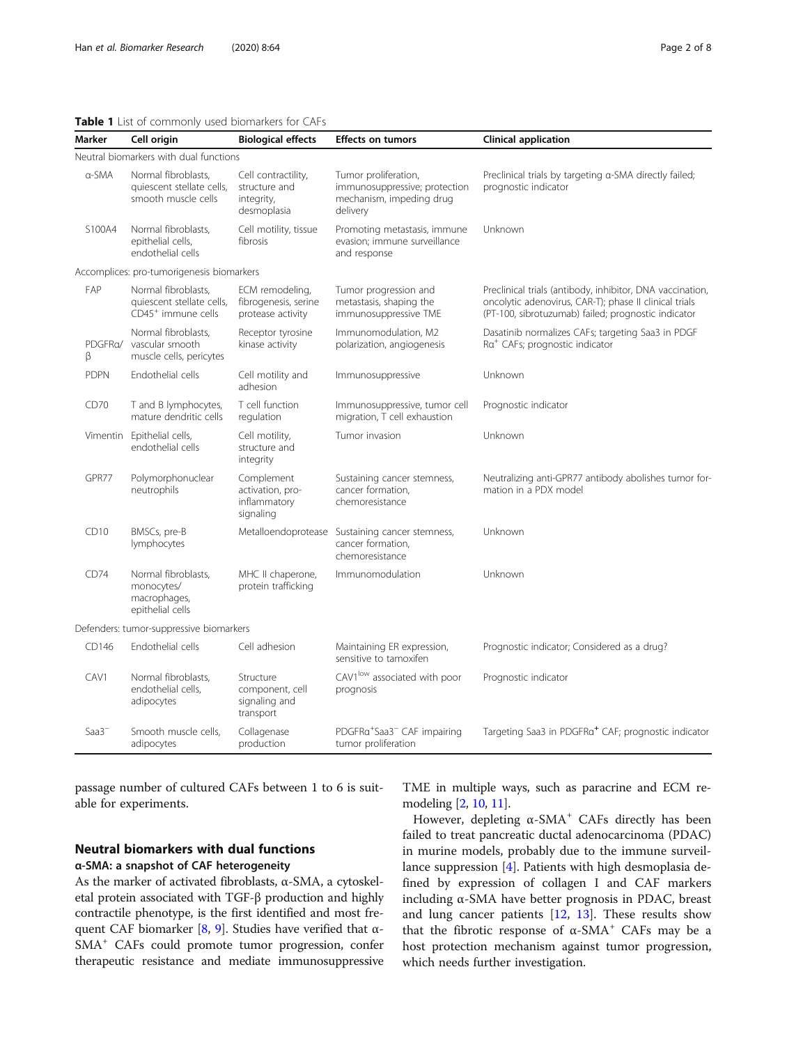**Table 1** List of commonly used biomarkers for CAFs

| Marker | Cell origin | Biological effects | Effects on tumors | Clinical application |
| --- | --- | --- | --- | --- |
| Neutral biomarkers with dual functions | | | | |
| α-SMA | Normal fibroblasts, quiescent stellate cells, smooth muscle cells | Cell contractility, structure and integrity, desmoplasia | Tumor proliferation, immunosuppressive; protection mechanism, impeding drug delivery | Preclinical trials by targeting α-SMA directly failed; prognostic indicator |
| S100A4 | Normal fibroblasts, epithelial cells, endothelial cells | Cell motility, tissue fibrosis | Promoting metastasis, immune evasion; immune surveillance and response | Unknown |
| Accomplices: pro-tumorigenesis biomarkers | | | | |
| FAP | Normal fibroblasts, quiescent stellate cells, $CD45^+$ immune cells | ECM remodeling, fibrogenesis, serine protease activity | Tumor progression and metastasis, shaping the immunosuppressive TME | Preclinical trials (antibody, inhibitor, DNA vaccination, oncolytic adenovirus, CAR-T); phase II clinical trials (PT-100, sibrotuzumab) failed; prognostic indicator |
| PDGFRα/β | Normal fibroblasts, vascular smooth muscle cells, pericytes | Receptor tyrosine kinase activity | Immunomodulation, M2 polarization, angiogenesis | Dasatinib normalizes CAFs; targeting Saa3 in PDGF $Rα^+$ CAFs; prognostic indicator |
| PDPN | Endothelial cells | Cell motility and adhesion | Immunosuppressive | Unknown |
| CD70 | T and B lymphocytes, mature dendritic cells | T cell function regulation | Immunosuppressive, tumor cell migration, T cell exhaustion | Prognostic indicator |
| Vimentin | Epithelial cells, endothelial cells | Cell motility, structure and integrity | Tumor invasion | Unknown |
| GPR77 | Polymorphonuclear neutrophils | Complement activation, pro-inflammatory signaling | Sustaining cancer stemness, cancer formation, chemoresistance | Neutralizing anti-GPR77 antibody abolishes tumor formation in a PDX model |
| CD10 | BMSCs, pre-B lymphocytes | Metalloendoprotease | Sustaining cancer stemness, cancer formation, chemoresistance | Unknown |
| CD74 | Normal fibroblasts, monocytes/ macrophages, epithelial cells | MHC II chaperone, protein trafficking | Immunomodulation | Unknown |
| Defenders: tumor-suppressive biomarkers | | | | |
| CD146 | Endothelial cells | Cell adhesion | Maintaining ER expression, sensitive to tamoxifen | Prognostic indicator; Considered as a drug? |
| CAV1 | Normal fibroblasts, endothelial cells, adipocytes | Structure component, cell signaling and transport | $CAV1^{low}$ associated with poor prognosis | Prognostic indicator |
| $Saa3^-$ | Smooth muscle cells, adipocytes | Collagenase production | $PDGFRα^+Saa3^-$ CAF impairing tumor proliferation | Targeting Saa3 in $PDGFRα^+$ CAF; prognostic indicator |

passage number of cultured CAFs between 1 to 6 is suitable for experiments.

## Neutral biomarkers with dual functions

### α-SMA: a snapshot of CAF heterogeneity

As the marker of activated fibroblasts, α-SMA, a cytoskeletal protein associated with TGF-β production and highly contractile phenotype, is the first identified and most frequent CAF biomarker [8, 9]. Studies have verified that $α\text{-SMA}^+$ CAFs could promote tumor progression, confer therapeutic resistance and mediate immunosuppressive TME in multiple ways, such as paracrine and ECM remodeling [2, 10, 11].

However, depleting $α\text{-SMA}^+$ CAFs directly has been failed to treat pancreatic ductal adenocarcinoma (PDAC) in murine models, probably due to the immune surveillance suppression [4]. Patients with high desmoplasia defined by expression of collagen I and CAF markers including α-SMA have better prognosis in PDAC, breast and lung cancer patients [12, 13]. These results show that the fibrotic response of $α\text{-SMA}^+$ CAFs may be a host protection mechanism against tumor progression, which needs further investigation.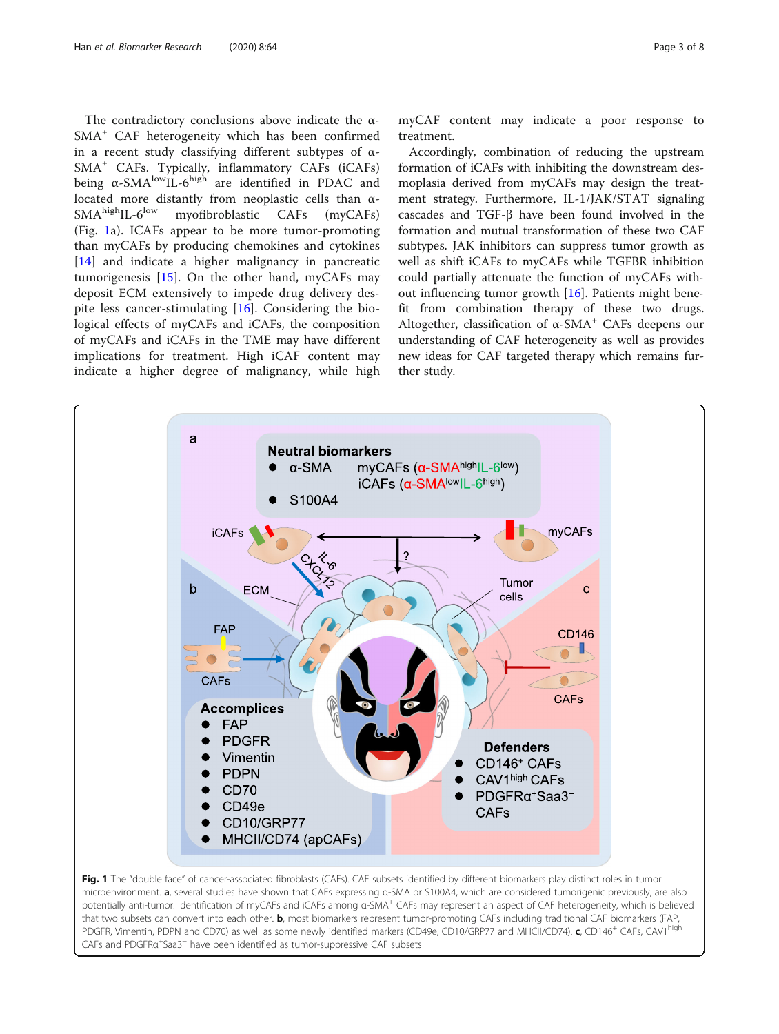The contradictory conclusions above indicate the α-SMA[+] CAF heterogeneity which has been confirmed in a recent study classifying different subtypes of α-SMA[+] CAFs. Typically, inflammatory CAFs (iCAFs) being α-SMA$^{low}$IL-6$^{high}$ are identified in PDAC and located more distantly from neoplastic cells than α-SMA$^{high}$IL-6$^{low}$ myofibroblastic CAFs (myCAFs) (Fig. 1a). ICAFs appear to be more tumor-promoting than myCAFs by producing chemokines and cytokines [14] and indicate a higher malignancy in pancreatic tumorigenesis [15]. On the other hand, myCAFs may deposit ECM extensively to impede drug delivery despite less cancer-stimulating [16]. Considering the biological effects of myCAFs and iCAFs, the composition of myCAFs and iCAFs in the TME may have different implications for treatment. High iCAF content may indicate a higher degree of malignancy, while high myCAF content may indicate a poor response to treatment.

Accordingly, combination of reducing the upstream formation of iCAFs with inhibiting the downstream desmoplasia derived from myCAFs may design the treatment strategy. Furthermore, IL-1/JAK/STAT signaling cascades and TGF-β have been found involved in the formation and mutual transformation of these two CAF subtypes. JAK inhibitors can suppress tumor growth as well as shift iCAFs to myCAFs while TGFBR inhibition could partially attenuate the function of myCAFs without influencing tumor growth [16]. Patients might benefit from combination therapy of these two drugs. Altogether, classification of α-SMA[+] CAFs deepens our understanding of CAF heterogeneity as well as provides new ideas for CAF targeted therapy which remains further study.

a

Neutral biomarkers
- α-SMA myCAFs (α-SMA$^{high}$IL-6$^{low}$) iCAFs (α-SMA$^{low}$IL-6$^{high}$)
- S100A4

iCAFs

myCAFs

IL-6

CXCL12

?

b

ECM

Tumor cells

c

FAP

CAFs

CD146

CAFs

Accomplices
- FAP
- PDGFR
- Vimentin
- PDPN
- CD70
- CD49e
- CD10/GRP77
- MHCII/CD74 (apCAFs)

Defenders
- CD146[+] CAFs
- CAV1$^{high}$ CAFs
- PDGFRα[+]Saa3[−] CAFs

**Fig. 1** The "double face" of cancer-associated fibroblasts (CAFs). CAF subsets identified by different biomarkers play distinct roles in tumor microenvironment. **a**, several studies have shown that CAFs expressing α-SMA or S100A4, which are considered tumorigenic previously, are also potentially anti-tumor. Identification of myCAFs and iCAFs among α-SMA[+] CAFs may represent an aspect of CAF heterogeneity, which is believed that two subsets can convert into each other. **b**, most biomarkers represent tumor-promoting CAFs including traditional CAF biomarkers (FAP, PDGFR, Vimentin, PDPN and CD70) as well as some newly identified markers (CD49e, CD10/GRP77 and MHCII/CD74). **c**, CD146[+] CAFs, CAV1$^{high}$ CAFs and PDGFRα[+]Saa3[−] have been identified as tumor-suppressive CAF subsets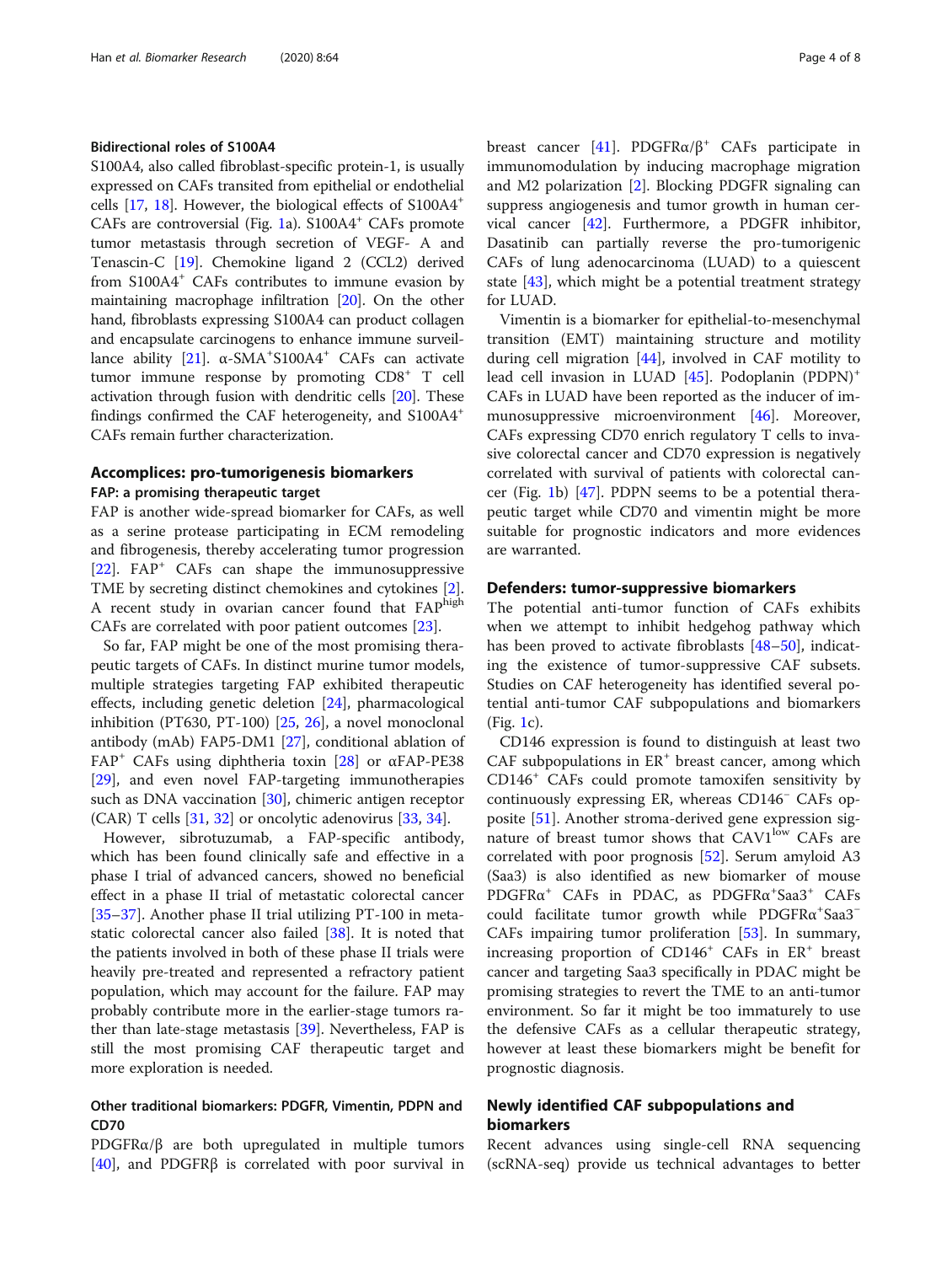### Bidirectional roles of S100A4

S100A4, also called fibroblast-specific protein-1, is usually expressed on CAFs transited from epithelial or endothelial cells [17, 18]. However, the biological effects of S100A4$^+$ CAFs are controversial (Fig. 1a). S100A4$^+$ CAFs promote tumor metastasis through secretion of VEGF- A and Tenascin-C [19]. Chemokine ligand 2 (CCL2) derived from S100A4$^+$ CAFs contributes to immune evasion by maintaining macrophage infiltration [20]. On the other hand, fibroblasts expressing S100A4 can product collagen and encapsulate carcinogens to enhance immune surveillance ability [21]. α-SMA$^+$S100A4$^+$ CAFs can activate tumor immune response by promoting CD8$^+$ T cell activation through fusion with dendritic cells [20]. These findings confirmed the CAF heterogeneity, and S100A4$^+$ CAFs remain further characterization.

## Accomplices: pro-tumorigenesis biomarkers

### FAP: a promising therapeutic target

FAP is another wide-spread biomarker for CAFs, as well as a serine protease participating in ECM remodeling and fibrogenesis, thereby accelerating tumor progression [22]. FAP$^+$ CAFs can shape the immunosuppressive TME by secreting distinct chemokines and cytokines [2]. A recent study in ovarian cancer found that FAP$^{high}$ CAFs are correlated with poor patient outcomes [23].

So far, FAP might be one of the most promising therapeutic targets of CAFs. In distinct murine tumor models, multiple strategies targeting FAP exhibited therapeutic effects, including genetic deletion [24], pharmacological inhibition (PT630, PT-100) [25, 26], a novel monoclonal antibody (mAb) FAP5-DM1 [27], conditional ablation of FAP$^+$ CAFs using diphtheria toxin [28] or αFAP-PE38 [29], and even novel FAP-targeting immunotherapies such as DNA vaccination [30], chimeric antigen receptor (CAR) T cells [31, 32] or oncolytic adenovirus [33, 34].

However, sibrotuzumab, a FAP-specific antibody, which has been found clinically safe and effective in a phase I trial of advanced cancers, showed no beneficial effect in a phase II trial of metastatic colorectal cancer [35–37]. Another phase II trial utilizing PT-100 in metastatic colorectal cancer also failed [38]. It is noted that the patients involved in both of these phase II trials were heavily pre-treated and represented a refractory patient population, which may account for the failure. FAP may probably contribute more in the earlier-stage tumors rather than late-stage metastasis [39]. Nevertheless, FAP is still the most promising CAF therapeutic target and more exploration is needed.

### Other traditional biomarkers: PDGFR, Vimentin, PDPN and CD70

PDGFRα/β are both upregulated in multiple tumors [40], and PDGFRβ is correlated with poor survival in breast cancer [41]. PDGFRα/β$^+$ CAFs participate in immunomodulation by inducing macrophage migration and M2 polarization [2]. Blocking PDGFR signaling can suppress angiogenesis and tumor growth in human cervical cancer [42]. Furthermore, a PDGFR inhibitor, Dasatinib can partially reverse the pro-tumorigenic CAFs of lung adenocarcinoma (LUAD) to a quiescent state [43], which might be a potential treatment strategy for LUAD.

Vimentin is a biomarker for epithelial-to-mesenchymal transition (EMT) maintaining structure and motility during cell migration [44], involved in CAF motility to lead cell invasion in LUAD [45]. Podoplanin (PDPN)$^+$ CAFs in LUAD have been reported as the inducer of immunosuppressive microenvironment [46]. Moreover, CAFs expressing CD70 enrich regulatory T cells to invasive colorectal cancer and CD70 expression is negatively correlated with survival of patients with colorectal cancer (Fig. 1b) [47]. PDPN seems to be a potential therapeutic target while CD70 and vimentin might be more suitable for prognostic indicators and more evidences are warranted.

## Defenders: tumor-suppressive biomarkers

The potential anti-tumor function of CAFs exhibits when we attempt to inhibit hedgehog pathway which has been proved to activate fibroblasts [48–50], indicating the existence of tumor-suppressive CAF subsets. Studies on CAF heterogeneity has identified several potential anti-tumor CAF subpopulations and biomarkers (Fig. 1c).

CD146 expression is found to distinguish at least two CAF subpopulations in ER$^+$ breast cancer, among which CD146$^+$ CAFs could promote tamoxifen sensitivity by continuously expressing ER, whereas CD146$^-$ CAFs opposite [51]. Another stroma-derived gene expression signature of breast tumor shows that CAV1$^{low}$ CAFs are correlated with poor prognosis [52]. Serum amyloid A3 (Saa3) is also identified as new biomarker of mouse PDGFRα$^+$ CAFs in PDAC, as PDGFRα$^+$Saa3$^+$ CAFs could facilitate tumor growth while PDGFRα$^+$Saa3$^-$ CAFs impairing tumor proliferation [53]. In summary, increasing proportion of CD146$^+$ CAFs in ER$^+$ breast cancer and targeting Saa3 specifically in PDAC might be promising strategies to revert the TME to an anti-tumor environment. So far it might be too immaturely to use the defensive CAFs as a cellular therapeutic strategy, however at least these biomarkers might be benefit for prognostic diagnosis.

## Newly identified CAF subpopulations and biomarkers

Recent advances using single-cell RNA sequencing (scRNA-seq) provide us technical advantages to better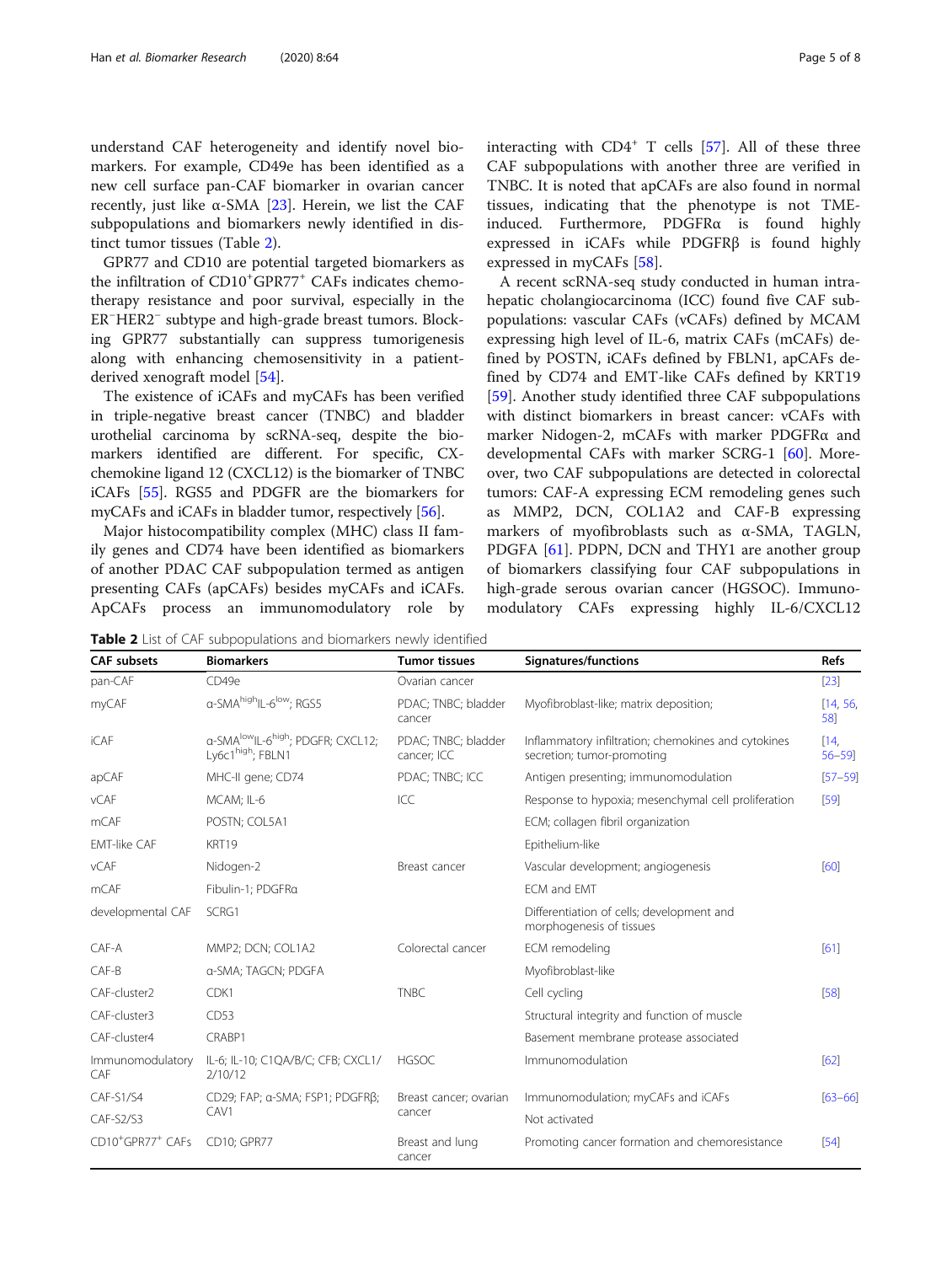understand CAF heterogeneity and identify novel biomarkers. For example, CD49e has been identified as a new cell surface pan-CAF biomarker in ovarian cancer recently, just like α-SMA [23]. Herein, we list the CAF subpopulations and biomarkers newly identified in distinct tumor tissues (Table 2).

GPR77 and CD10 are potential targeted biomarkers as the infiltration of $CD10^{+}GPR77^{+}$ CAFs indicates chemotherapy resistance and poor survival, especially in the $ER^{-}HER2^{-}$ subtype and high-grade breast tumors. Blocking GPR77 substantially can suppress tumorigenesis along with enhancing chemosensitivity in a patient-derived xenograft model [54].

The existence of iCAFs and myCAFs has been verified in triple-negative breast cancer (TNBC) and bladder urothelial carcinoma by scRNA-seq, despite the biomarkers identified are different. For specific, CX-chemokine ligand 12 (CXCL12) is the biomarker of TNBC iCAFs [55]. RGS5 and PDGFR are the biomarkers for myCAFs and iCAFs in bladder tumor, respectively [56].

Major histocompatibility complex (MHC) class II family genes and CD74 have been identified as biomarkers of another PDAC CAF subpopulation termed as antigen presenting CAFs (apCAFs) besides myCAFs and iCAFs. ApCAFs process an immunomodulatory role by interacting with $CD4^{+}$ T cells [57]. All of these three CAF subpopulations with another three are verified in TNBC. It is noted that apCAFs are also found in normal tissues, indicating that the phenotype is not TME-induced. Furthermore, PDGFRα is found highly expressed in iCAFs while PDGFRβ is found highly expressed in myCAFs [58].

A recent scRNA-seq study conducted in human intrahepatic cholangiocarcinoma (ICC) found five CAF subpopulations: vascular CAFs (vCAFs) defined by MCAM expressing high level of IL-6, matrix CAFs (mCAFs) defined by POSTN, iCAFs defined by FBLN1, apCAFs defined by CD74 and EMT-like CAFs defined by KRT19 [59]. Another study identified three CAF subpopulations with distinct biomarkers in breast cancer: vCAFs with marker Nidogen-2, mCAFs with marker PDGFRα and developmental CAFs with marker SCRG-1 [60]. Moreover, two CAF subpopulations are detected in colorectal tumors: CAF-A expressing ECM remodeling genes such as MMP2, DCN, COL1A2 and CAF-B expressing markers of myofibroblasts such as α-SMA, TAGLN, PDGFA [61]. PDPN, DCN and THY1 are another group of biomarkers classifying four CAF subpopulations in high-grade serous ovarian cancer (HGSOC). Immunomodulatory CAFs expressing highly IL-6/CXCL12

**Table 2** List of CAF subpopulations and biomarkers newly identified

| CAF subsets | Biomarkers | Tumor tissues | Signatures/functions | Refs |
|---|---|---|---|---|
| pan-CAF | CD49e | Ovarian cancer | | [23] |
| myCAF | $\alpha\text{-SMA}^{high}\text{IL-6}^{low}$; RGS5 | PDAC; TNBC; bladder cancer | Myofibroblast-like; matrix deposition; | [14, 56, 58] |
| iCAF | $\alpha\text{-SMA}^{low}\text{IL-6}^{high}$; PDGFR; CXCL12; $\text{Ly6c1}^{high}$; FBLN1 | PDAC; TNBC; bladder cancer; ICC | Inflammatory infiltration; chemokines and cytokines secretion; tumor-promoting | [14, 56–59] |
| apCAF | MHC-II gene; CD74 | PDAC; TNBC; ICC | Antigen presenting; immunomodulation | [57–59] |
| vCAF | MCAM; IL-6 | ICC | Response to hypoxia; mesenchymal cell proliferation | [59] |
| mCAF | POSTN; COL5A1 | | ECM; collagen fibril organization | |
| EMT-like CAF | KRT19 | | Epithelium-like | |
| vCAF | Nidogen-2 | Breast cancer | Vascular development; angiogenesis | [60] |
| mCAF | Fibulin-1; PDGFRα | | ECM and EMT | |
| developmental CAF | SCRG1 | | Differentiation of cells; development and morphogenesis of tissues | |
| CAF-A | MMP2; DCN; COL1A2 | Colorectal cancer | ECM remodeling | [61] |
| CAF-B | α-SMA; TAGCN; PDGFA | | Myofibroblast-like | |
| CAF-cluster2 | CDK1 | TNBC | Cell cycling | [58] |
| CAF-cluster3 | CD53 | | Structural integrity and function of muscle | |
| CAF-cluster4 | CRABP1 | | Basement membrane protease associated | |
| Immunomodulatory CAF | IL-6; IL-10; C1QA/B/C; CFB; CXCL1/2/10/12 | HGSOC | Immunomodulation | [62] |
| CAF-S1/S4 | CD29; FAP; α-SMA; FSP1; PDGFRβ; CAV1 | Breast cancer; ovarian cancer | Immunomodulation; myCAFs and iCAFs | [63–66] |
| CAF-S2/S3 | | | Not activated | |
| $CD10^{+}GPR77^{+}$ CAFs | CD10; GPR77 | Breast and lung cancer | Promoting cancer formation and chemoresistance | [54] |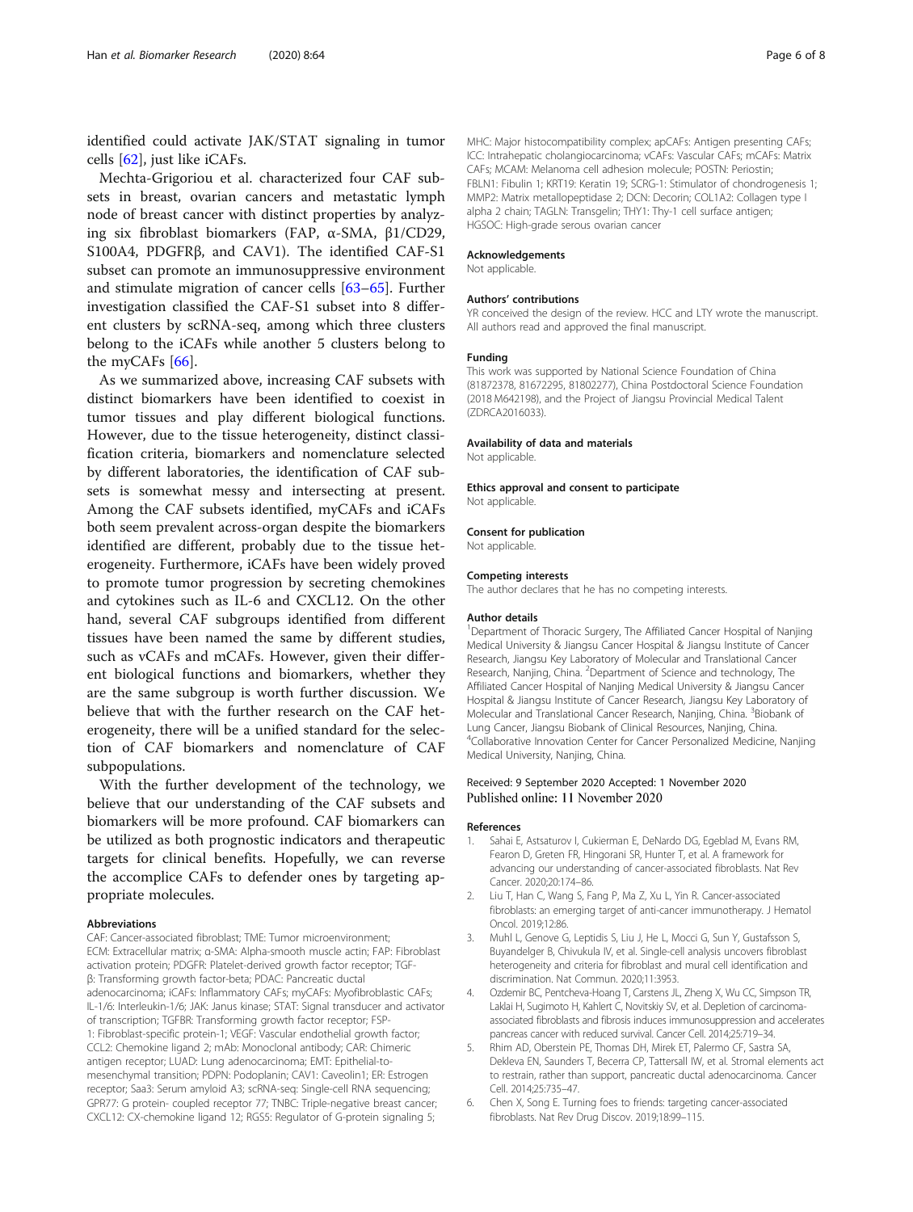identified could activate JAK/STAT signaling in tumor cells [62], just like iCAFs.

Mechta-Grigoriou et al. characterized four CAF subsets in breast, ovarian cancers and metastatic lymph node of breast cancer with distinct properties by analyzing six fibroblast biomarkers (FAP, α-SMA, β1/CD29, S100A4, PDGFRβ, and CAV1). The identified CAF-S1 subset can promote an immunosuppressive environment and stimulate migration of cancer cells [63–65]. Further investigation classified the CAF-S1 subset into 8 different clusters by scRNA-seq, among which three clusters belong to the iCAFs while another 5 clusters belong to the myCAFs [66].

As we summarized above, increasing CAF subsets with distinct biomarkers have been identified to coexist in tumor tissues and play different biological functions. However, due to the tissue heterogeneity, distinct classification criteria, biomarkers and nomenclature selected by different laboratories, the identification of CAF subsets is somewhat messy and intersecting at present. Among the CAF subsets identified, myCAFs and iCAFs both seem prevalent across-organ despite the biomarkers identified are different, probably due to the tissue heterogeneity. Furthermore, iCAFs have been widely proved to promote tumor progression by secreting chemokines and cytokines such as IL-6 and CXCL12. On the other hand, several CAF subgroups identified from different tissues have been named the same by different studies, such as vCAFs and mCAFs. However, given their different biological functions and biomarkers, whether they are the same subgroup is worth further discussion. We believe that with the further research on the CAF heterogeneity, there will be a unified standard for the selection of CAF biomarkers and nomenclature of CAF subpopulations.

With the further development of the technology, we believe that our understanding of the CAF subsets and biomarkers will be more profound. CAF biomarkers can be utilized as both prognostic indicators and therapeutic targets for clinical benefits. Hopefully, we can reverse the accomplice CAFs to defender ones by targeting appropriate molecules.

#### Abbreviations

CAF: Cancer-associated fibroblast; TME: Tumor microenvironment; ECM: Extracellular matrix; α-SMA: Alpha-smooth muscle actin; FAP: Fibroblast activation protein; PDGFR: Platelet-derived growth factor receptor; TGF-β: Transforming growth factor-beta; PDAC: Pancreatic ductal adenocarcinoma; iCAFs: Inflammatory CAFs; myCAFs: Myofibroblastic CAFs; IL-1/6: Interleukin-1/6; JAK: Janus kinase; STAT: Signal transducer and activator of transcription; TGFBR: Transforming growth factor receptor; FSP-1: Fibroblast-specific protein-1; VEGF: Vascular endothelial growth factor; CCL2: Chemokine ligand 2; mAb: Monoclonal antibody; CAR: Chimeric antigen receptor; LUAD: Lung adenocarcinoma; EMT: Epithelial-to-mesenchymal transition; PDPN: Podoplanin; CAV1: Caveolin1; ER: Estrogen receptor; Saa3: Serum amyloid A3; scRNA-seq: Single-cell RNA sequencing; GPR77: G protein- coupled receptor 77; TNBC: Triple-negative breast cancer; CXCL12: CX-chemokine ligand 12; RGS5: Regulator of G-protein signaling 5; MHC: Major histocompatibility complex; apCAFs: Antigen presenting CAFs; ICC: Intrahepatic cholangiocarcinoma; vCAFs: Vascular CAFs; mCAFs: Matrix CAFs; MCAM: Melanoma cell adhesion molecule; POSTN: Periostin; FBLN1: Fibulin 1; KRT19: Keratin 19; SCRG-1: Stimulator of chondrogenesis 1; MMP2: Matrix metallopeptidase 2; DCN: Decorin; COL1A2: Collagen type I alpha 2 chain; TAGLN: Transgelin; THY1: Thy-1 cell surface antigen; HGSOC: High-grade serous ovarian cancer

#### Acknowledgements

Not applicable.

#### Authors' contributions

YR conceived the design of the review. HCC and LTY wrote the manuscript. All authors read and approved the final manuscript.

#### Funding

This work was supported by National Science Foundation of China (81872378, 81672295, 81802277), China Postdoctoral Science Foundation (2018 M642198), and the Project of Jiangsu Provincial Medical Talent (ZDRCA2016033).

#### Availability of data and materials

Not applicable.

#### Ethics approval and consent to participate

Not applicable.

#### Consent for publication

Not applicable.

#### Competing interests

The author declares that he has no competing interests.

#### Author details

[1]Department of Thoracic Surgery, The Affiliated Cancer Hospital of Nanjing Medical University & Jiangsu Cancer Hospital & Jiangsu Institute of Cancer Research, Jiangsu Key Laboratory of Molecular and Translational Cancer Research, Nanjing, China. [2]Department of Science and technology, The Affiliated Cancer Hospital of Nanjing Medical University & Jiangsu Cancer Hospital & Jiangsu Institute of Cancer Research, Jiangsu Key Laboratory of Molecular and Translational Cancer Research, Nanjing, China. [3]Biobank of Lung Cancer, Jiangsu Biobank of Clinical Resources, Nanjing, China. [4]Collaborative Innovation Center for Cancer Personalized Medicine, Nanjing Medical University, Nanjing, China.

Received: 9 September 2020 Accepted: 1 November 2020
Published online: 11 November 2020

#### References

1. Sahai E, Astsaturov I, Cukierman E, DeNardo DG, Egeblad M, Evans RM, Fearon D, Greten FR, Hingorani SR, Hunter T, et al. A framework for advancing our understanding of cancer-associated fibroblasts. Nat Rev Cancer. 2020;20:174–86.
2. Liu T, Han C, Wang S, Fang P, Ma Z, Xu L, Yin R. Cancer-associated fibroblasts: an emerging target of anti-cancer immunotherapy. J Hematol Oncol. 2019;12:86.
3. Muhl L, Genove G, Leptidis S, Liu J, He L, Mocci G, Sun Y, Gustafsson S, Buyandelger B, Chivukula IV, et al. Single-cell analysis uncovers fibroblast heterogeneity and criteria for fibroblast and mural cell identification and discrimination. Nat Commun. 2020;11:3953.
4. Ozdemir BC, Pentcheva-Hoang T, Carstens JL, Zheng X, Wu CC, Simpson TR, Laklai H, Sugimoto H, Kahlert C, Novitskiy SV, et al. Depletion of carcinoma-associated fibroblasts and fibrosis induces immunosuppression and accelerates pancreas cancer with reduced survival. Cancer Cell. 2014;25:719–34.
5. Rhim AD, Oberstein PE, Thomas DH, Mirek ET, Palermo CF, Sastra SA, Dekleva EN, Saunders T, Becerra CP, Tattersall IW, et al. Stromal elements act to restrain, rather than support, pancreatic ductal adenocarcinoma. Cancer Cell. 2014;25:735–47.
6. Chen X, Song E. Turning foes to friends: targeting cancer-associated fibroblasts. Nat Rev Drug Discov. 2019;18:99–115.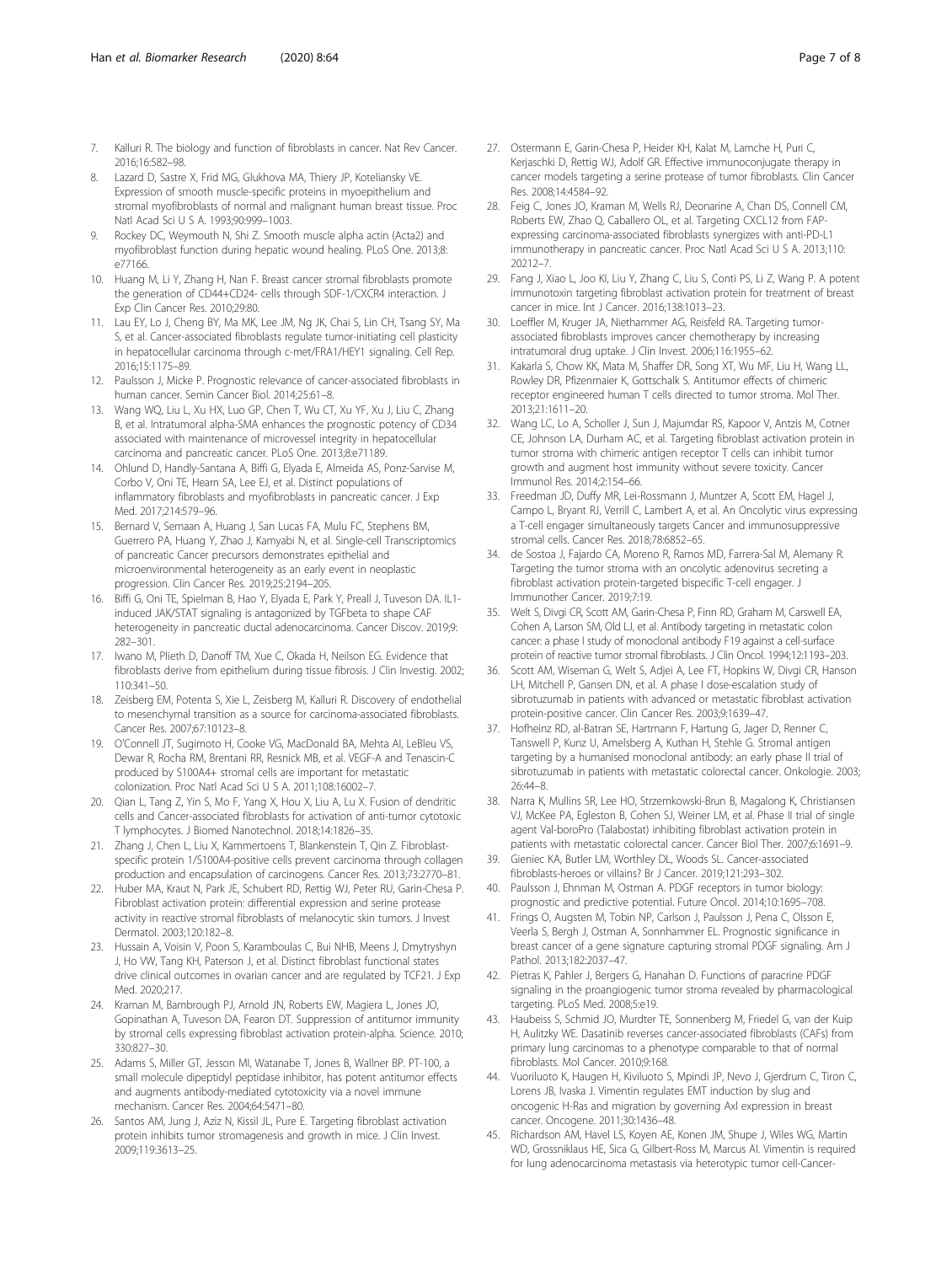7. Kalluri R. The biology and function of fibroblasts in cancer. Nat Rev Cancer. 2016;16:582–98.
8. Lazard D, Sastre X, Frid MG, Glukhova MA, Thiery JP, Koteliansky VE. Expression of smooth muscle-specific proteins in myoepithelium and stromal myofibroblasts of normal and malignant human breast tissue. Proc Natl Acad Sci U S A. 1993;90:999–1003.
9. Rockey DC, Weymouth N, Shi Z. Smooth muscle alpha actin (Acta2) and myofibroblast function during hepatic wound healing. PLoS One. 2013;8:e77166.
10. Huang M, Li Y, Zhang H, Nan F. Breast cancer stromal fibroblasts promote the generation of CD44+CD24- cells through SDF-1/CXCR4 interaction. J Exp Clin Cancer Res. 2010;29:80.
11. Lau EY, Lo J, Cheng BY, Ma MK, Lee JM, Ng JK, Chai S, Lin CH, Tsang SY, Ma S, et al. Cancer-associated fibroblasts regulate tumor-initiating cell plasticity in hepatocellular carcinoma through c-met/FRA1/HEY1 signaling. Cell Rep. 2016;15:1175–89.
12. Paulsson J, Micke P. Prognostic relevance of cancer-associated fibroblasts in human cancer. Semin Cancer Biol. 2014;25:61–8.
13. Wang WQ, Liu L, Xu HX, Luo GP, Chen T, Wu CT, Xu YF, Xu J, Liu C, Zhang B, et al. Intratumoral alpha-SMA enhances the prognostic potency of CD34 associated with maintenance of microvessel integrity in hepatocellular carcinoma and pancreatic cancer. PLoS One. 2013;8:e71189.
14. Ohlund D, Handly-Santana A, Biffi G, Elyada E, Almeida AS, Ponz-Sarvise M, Corbo V, Oni TE, Hearn SA, Lee EJ, et al. Distinct populations of inflammatory fibroblasts and myofibroblasts in pancreatic cancer. J Exp Med. 2017;214:579–96.
15. Bernard V, Semaan A, Huang J, San Lucas FA, Mulu FC, Stephens BM, Guerrero PA, Huang Y, Zhao J, Kamyabi N, et al. Single-cell Transcriptomics of pancreatic Cancer precursors demonstrates epithelial and microenvironmental heterogeneity as an early event in neoplastic progression. Clin Cancer Res. 2019;25:2194–205.
16. Biffi G, Oni TE, Spielman B, Hao Y, Elyada E, Park Y, Preall J, Tuveson DA. IL1-induced JAK/STAT signaling is antagonized by TGFbeta to shape CAF heterogeneity in pancreatic ductal adenocarcinoma. Cancer Discov. 2019;9:282–301.
17. Iwano M, Plieth D, Danoff TM, Xue C, Okada H, Neilson EG. Evidence that fibroblasts derive from epithelium during tissue fibrosis. J Clin Investig. 2002;110:341–50.
18. Zeisberg EM, Potenta S, Xie L, Zeisberg M, Kalluri R. Discovery of endothelial to mesenchymal transition as a source for carcinoma-associated fibroblasts. Cancer Res. 2007;67:10123–8.
19. O'Connell JT, Sugimoto H, Cooke VG, MacDonald BA, Mehta AI, LeBleu VS, Dewar R, Rocha RM, Brentani RR, Resnick MB, et al. VEGF-A and Tenascin-C produced by S100A4+ stromal cells are important for metastatic colonization. Proc Natl Acad Sci U S A. 2011;108:16002–7.
20. Qian L, Tang Z, Yin S, Mo F, Yang X, Hou X, Liu A, Lu X. Fusion of dendritic cells and Cancer-associated fibroblasts for activation of anti-tumor cytotoxic T lymphocytes. J Biomed Nanotechnol. 2018;14:1826–35.
21. Zhang J, Chen L, Liu X, Kammertoens T, Blankenstein T, Qin Z. Fibroblast-specific protein 1/S100A4-positive cells prevent carcinoma through collagen production and encapsulation of carcinogens. Cancer Res. 2013;73:2770–81.
22. Huber MA, Kraut N, Park JE, Schubert RD, Rettig WJ, Peter RU, Garin-Chesa P. Fibroblast activation protein: differential expression and serine protease activity in reactive stromal fibroblasts of melanocytic skin tumors. J Invest Dermatol. 2003;120:182–8.
23. Hussain A, Voisin V, Poon S, Karamboulas C, Bui NHB, Meens J, Dmytryshyn J, Ho VW, Tang KH, Paterson J, et al. Distinct fibroblast functional states drive clinical outcomes in ovarian cancer and are regulated by TCF21. J Exp Med. 2020;217.
24. Kraman M, Bambrough PJ, Arnold JN, Roberts EW, Magiera L, Jones JO, Gopinathan A, Tuveson DA, Fearon DT. Suppression of antitumor immunity by stromal cells expressing fibroblast activation protein-alpha. Science. 2010;330:827–30.
25. Adams S, Miller GT, Jesson MI, Watanabe T, Jones B, Wallner BP. PT-100, a small molecule dipeptidyl peptidase inhibitor, has potent antitumor effects and augments antibody-mediated cytotoxicity via a novel immune mechanism. Cancer Res. 2004;64:5471–80.
26. Santos AM, Jung J, Aziz N, Kissil JL, Pure E. Targeting fibroblast activation protein inhibits tumor stromagenesis and growth in mice. J Clin Invest. 2009;119:3613–25.
27. Ostermann E, Garin-Chesa P, Heider KH, Kalat M, Lamche H, Puri C, Kerjaschki D, Rettig WJ, Adolf GR. Effective immunoconjugate therapy in cancer models targeting a serine protease of tumor fibroblasts. Clin Cancer Res. 2008;14:4584–92.
28. Feig C, Jones JO, Kraman M, Wells RJ, Deonarine A, Chan DS, Connell CM, Roberts EW, Zhao Q, Caballero OL, et al. Targeting CXCL12 from FAP-expressing carcinoma-associated fibroblasts synergizes with anti-PD-L1 immunotherapy in pancreatic cancer. Proc Natl Acad Sci U S A. 2013;110:20212–7.
29. Fang J, Xiao L, Joo KI, Liu Y, Zhang C, Liu S, Conti PS, Li Z, Wang P. A potent immunotoxin targeting fibroblast activation protein for treatment of breast cancer in mice. Int J Cancer. 2016;138:1013–23.
30. Loeffler M, Kruger JA, Niethammer AG, Reisfeld RA. Targeting tumor-associated fibroblasts improves cancer chemotherapy by increasing intratumoral drug uptake. J Clin Invest. 2006;116:1955–62.
31. Kakarla S, Chow KK, Mata M, Shaffer DR, Song XT, Wu MF, Liu H, Wang LL, Rowley DR, Pfizenmaier K, Gottschalk S. Antitumor effects of chimeric receptor engineered human T cells directed to tumor stroma. Mol Ther. 2013;21:1611–20.
32. Wang LC, Lo A, Scholler J, Sun J, Majumdar RS, Kapoor V, Antzis M, Cotner CE, Johnson LA, Durham AC, et al. Targeting fibroblast activation protein in tumor stroma with chimeric antigen receptor T cells can inhibit tumor growth and augment host immunity without severe toxicity. Cancer Immunol Res. 2014;2:154–66.
33. Freedman JD, Duffy MR, Lei-Rossmann J, Muntzer A, Scott EM, Hagel J, Campo L, Bryant RJ, Verrill C, Lambert A, et al. An Oncolytic virus expressing a T-cell engager simultaneously targets Cancer and immunosuppressive stromal cells. Cancer Res. 2018;78:6852–65.
34. de Sostoa J, Fajardo CA, Moreno R, Ramos MD, Farrera-Sal M, Alemany R. Targeting the tumor stroma with an oncolytic adenovirus secreting a fibroblast activation protein-targeted bispecific T-cell engager. J Immunother Cancer. 2019;7:19.
35. Welt S, Divgi CR, Scott AM, Garin-Chesa P, Finn RD, Graham M, Carswell EA, Cohen A, Larson SM, Old LJ, et al. Antibody targeting in metastatic colon cancer: a phase I study of monoclonal antibody F19 against a cell-surface protein of reactive tumor stromal fibroblasts. J Clin Oncol. 1994;12:1193–203.
36. Scott AM, Wiseman G, Welt S, Adjei A, Lee FT, Hopkins W, Divgi CR, Hanson LH, Mitchell P, Gansen DN, et al. A phase I dose-escalation study of sibrotuzumab in patients with advanced or metastatic fibroblast activation protein-positive cancer. Clin Cancer Res. 2003;9:1639–47.
37. Hofheinz RD, al-Batran SE, Hartmann F, Hartung G, Jager D, Renner C, Tanswell P, Kunz U, Amelsberg A, Kuthan H, Stehle G. Stromal antigen targeting by a humanised monoclonal antibody: an early phase II trial of sibrotuzumab in patients with metastatic colorectal cancer. Onkologie. 2003;26:44–8.
38. Narra K, Mullins SR, Lee HO, Strzemkowski-Brun B, Magalong K, Christiansen VJ, McKee PA, Egleston B, Cohen SJ, Weiner LM, et al. Phase II trial of single agent Val-boroPro (Talabostat) inhibiting fibroblast activation protein in patients with metastatic colorectal cancer. Cancer Biol Ther. 2007;6:1691–9.
39. Gieniec KA, Butler LM, Worthley DL, Woods SL. Cancer-associated fibroblasts-heroes or villains? Br J Cancer. 2019;121:293–302.
40. Paulsson J, Ehnman M, Ostman A. PDGF receptors in tumor biology: prognostic and predictive potential. Future Oncol. 2014;10:1695–708.
41. Frings O, Augsten M, Tobin NP, Carlson J, Paulsson J, Pena C, Olsson E, Veerla S, Bergh J, Ostman A, Sonnhammer EL. Prognostic significance in breast cancer of a gene signature capturing stromal PDGF signaling. Am J Pathol. 2013;182:2037–47.
42. Pietras K, Pahler J, Bergers G, Hanahan D. Functions of paracrine PDGF signaling in the proangiogenic tumor stroma revealed by pharmacological targeting. PLoS Med. 2008;5:e19.
43. Haubeiss S, Schmid JO, Murdter TE, Sonnenberg M, Friedel G, van der Kuip H, Aulitzky WE. Dasatinib reverses cancer-associated fibroblasts (CAFs) from primary lung carcinomas to a phenotype comparable to that of normal fibroblasts. Mol Cancer. 2010;9:168.
44. Vuoriluoto K, Haugen H, Kiviluoto S, Mpindi JP, Nevo J, Gjerdrum C, Tiron C, Lorens JB, Ivaska J. Vimentin regulates EMT induction by slug and oncogenic H-Ras and migration by governing Axl expression in breast cancer. Oncogene. 2011;30:1436–48.
45. Richardson AM, Havel LS, Koyen AE, Konen JM, Shupe J, Wiles WG, Martin WD, Grossniklaus HE, Sica G, Gilbert-Ross M, Marcus AI. Vimentin is required for lung adenocarcinoma metastasis via heterotypic tumor cell-Cancer-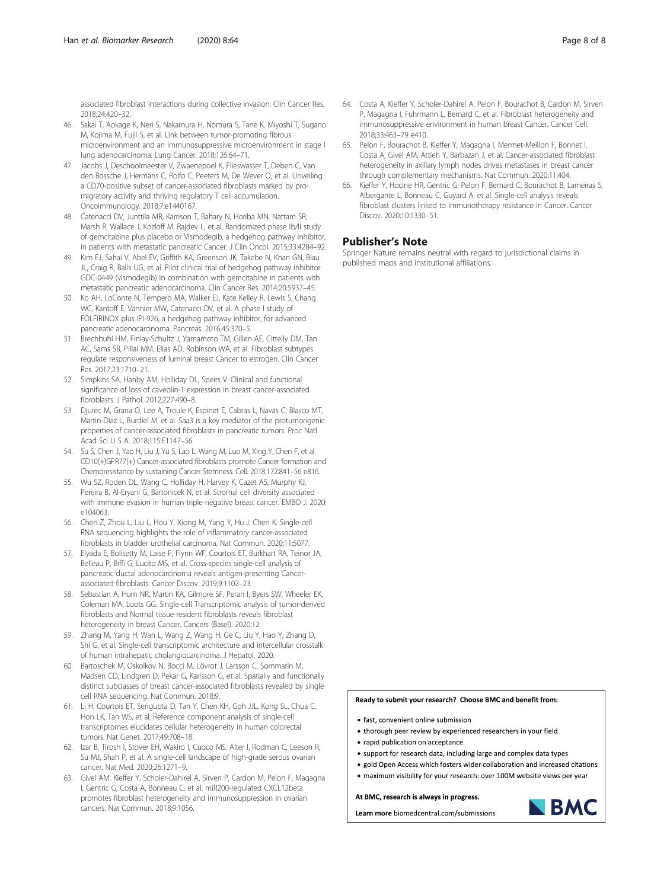associated fibroblast interactions during collective invasion. Clin Cancer Res. 2018;24:420–32.

46. Sakai T, Aokage K, Neri S, Nakamura H, Nomura S, Tane K, Miyoshi T, Sugano M, Kojima M, Fujii S, et al. Link between tumor-promoting fibrous microenvironment and an immunosuppressive microenvironment in stage I lung adenocarcinoma. Lung Cancer. 2018;126:64–71.
47. Jacobs J, Deschoolmeester V, Zwaenepoel K, Flieswasser T, Deben C, Van den Bossche J, Hermans C, Rolfo C, Peeters M, De Wever O, et al. Unveiling a CD70-positive subset of cancer-associated fibroblasts marked by pro-migratory activity and thriving regulatory T cell accumulation. Oncoimmunology. 2018;7:e1440167.
48. Catenacci DV, Junttila MR, Karrison T, Bahary N, Horiba MN, Nattam SR, Marsh R, Wallace J, Kozloff M, Rajdev L, et al. Randomized phase Ib/II study of gemcitabine plus placebo or Vismodegib, a hedgehog pathway inhibitor, in patients with metastatic pancreatic Cancer. J Clin Oncol. 2015;33:4284–92.
49. Kim EJ, Sahai V, Abel EV, Griffith KA, Greenson JK, Takebe N, Khan GN, Blau JL, Craig R, Balis UG, et al. Pilot clinical trial of hedgehog pathway inhibitor GDC-0449 (vismodegib) in combination with gemcitabine in patients with metastatic pancreatic adenocarcinoma. Clin Cancer Res. 2014;20:5937–45.
50. Ko AH, LoConte N, Tempero MA, Walker EJ, Kate Kelley R, Lewis S, Chang WC, Kantoff E, Vannier MW, Catenacci DV, et al. A phase I study of FOLFIRINOX plus IPI-926, a hedgehog pathway inhibitor, for advanced pancreatic adenocarcinoma. Pancreas. 2016;45:370–5.
51. Brechbuhl HM, Finlay-Schultz J, Yamamoto TM, Gillen AE, Cittelly DM, Tan AC, Sams SB, Pillai MM, Elias AD, Robinson WA, et al. Fibroblast subtypes regulate responsiveness of luminal breast Cancer to estrogen. Clin Cancer Res. 2017;23:1710–21.
52. Simpkins SA, Hanby AM, Holliday DL, Speirs V. Clinical and functional significance of loss of caveolin-1 expression in breast cancer-associated fibroblasts. J Pathol. 2012;227:490–8.
53. Djurec M, Grana O, Lee A, Troule K, Espinet E, Cabras L, Navas C, Blasco MT, Martin-Diaz L, Burdiel M, et al. Saa3 is a key mediator of the protumorigenic properties of cancer-associated fibroblasts in pancreatic tumors. Proc Natl Acad Sci U S A. 2018;115:E1147–56.
54. Su S, Chen J, Yao H, Liu J, Yu S, Lao L, Wang M, Luo M, Xing Y, Chen F, et al. CD10(+)GPR77(+) Cancer-associated fibroblasts promote Cancer formation and Chemoresistance by sustaining Cancer Stemness. Cell. 2018;172:841–56 e816.
55. Wu SZ, Roden DL, Wang C, Holliday H, Harvey K, Cazet AS, Murphy KJ, Pereira B, Al-Eryani G, Bartonicek N, et al. Stromal cell diversity associated with immune evasion in human triple-negative breast cancer. EMBO J. 2020: e104063.
56. Chen Z, Zhou L, Liu L, Hou Y, Xiong M, Yang Y, Hu J, Chen K. Single-cell RNA sequencing highlights the role of inflammatory cancer-associated fibroblasts in bladder urothelial carcinoma. Nat Commun. 2020;11:5077.
57. Elyada E, Bolisetty M, Laise P, Flynn WF, Courtois ET, Burkhart RA, Teinor JA, Belleau P, Biffi G, Lucito MS, et al. Cross-species single-cell analysis of pancreatic ductal adenocarcinoma reveals antigen-presenting Cancer-associated fibroblasts. Cancer Discov. 2019;9:1102–23.
58. Sebastian A, Hum NR, Martin KA, Gilmore SF, Peran I, Byers SW, Wheeler EK, Coleman MA, Loots GG. Single-cell Transcriptomic analysis of tumor-derived fibroblasts and Normal tissue-resident fibroblasts reveals fibroblast heterogeneity in breast Cancer. Cancers (Basel). 2020;12.
59. Zhang M, Yang H, Wan L, Wang Z, Wang H, Ge C, Liu Y, Hao Y, Zhang D, Shi G, et al. Single-cell transcriptomic architecture and intercellular crosstalk of human intrahepatic cholangiocarcinoma. J Hepatol. 2020.
60. Bartoschek M, Oskolkov N, Bocci M, Lövrot J, Larsson C, Sommarin M, Madsen CD, Lindgren D, Pekar G, Karlsson G, et al. Spatially and functionally distinct subclasses of breast cancer-associated fibroblasts revealed by single cell RNA sequencing. Nat Commun. 2018;9.
61. Li H, Courtois ET, Sengupta D, Tan Y, Chen KH, Goh JJL, Kong SL, Chua C, Hon LK, Tan WS, et al. Reference component analysis of single-cell transcriptomes elucidates cellular heterogeneity in human colorectal tumors. Nat Genet. 2017;49:708–18.
62. Izar B, Tirosh I, Stover EH, Wakiro I, Cuoco MS, Alter I, Rodman C, Leeson R, Su MJ, Shah P, et al. A single-cell landscape of high-grade serous ovarian cancer. Nat Med. 2020;26:1271–9.
63. Givel AM, Kieffer Y, Scholer-Dahirel A, Sirven P, Cardon M, Pelon F, Magagna I, Gentric G, Costa A, Bonneau C, et al. miR200-regulated CXCL12beta promotes fibroblast heterogeneity and immunosuppression in ovarian cancers. Nat Commun. 2018;9:1056.
64. Costa A, Kieffer Y, Scholer-Dahirel A, Pelon F, Bourachot B, Cardon M, Sirven P, Magagna I, Fuhrmann L, Bernard C, et al. Fibroblast heterogeneity and immunosuppressive environment in human breast Cancer. Cancer Cell. 2018;33:463–79 e410.
65. Pelon F, Bourachot B, Kieffer Y, Magagna I, Mermet-Meillon F, Bonnet I, Costa A, Givel AM, Attieh Y, Barbazan J, et al. Cancer-associated fibroblast heterogeneity in axillary lymph nodes drives metastases in breast cancer through complementary mechanisms. Nat Commun. 2020;11:404.
66. Kieffer Y, Hocine HR, Gentric G, Pelon F, Bernard C, Bourachot B, Lameiras S, Albergante L, Bonneau C, Guyard A, et al. Single-cell analysis reveals fibroblast clusters linked to immunotherapy resistance in Cancer. Cancer Discov. 2020;10:1330–51.

## Publisher's Note

Springer Nature remains neutral with regard to jurisdictional claims in published maps and institutional affiliations.

**Ready to submit your research? Choose BMC and benefit from:**

- fast, convenient online submission
- thorough peer review by experienced researchers in your field
- rapid publication on acceptance
- support for research data, including large and complex data types
- gold Open Access which fosters wider collaboration and increased citations
- maximum visibility for your research: over 100M website views per year

**At BMC, research is always in progress.**

**Learn more** biomedcentral.com/submissions

BMC